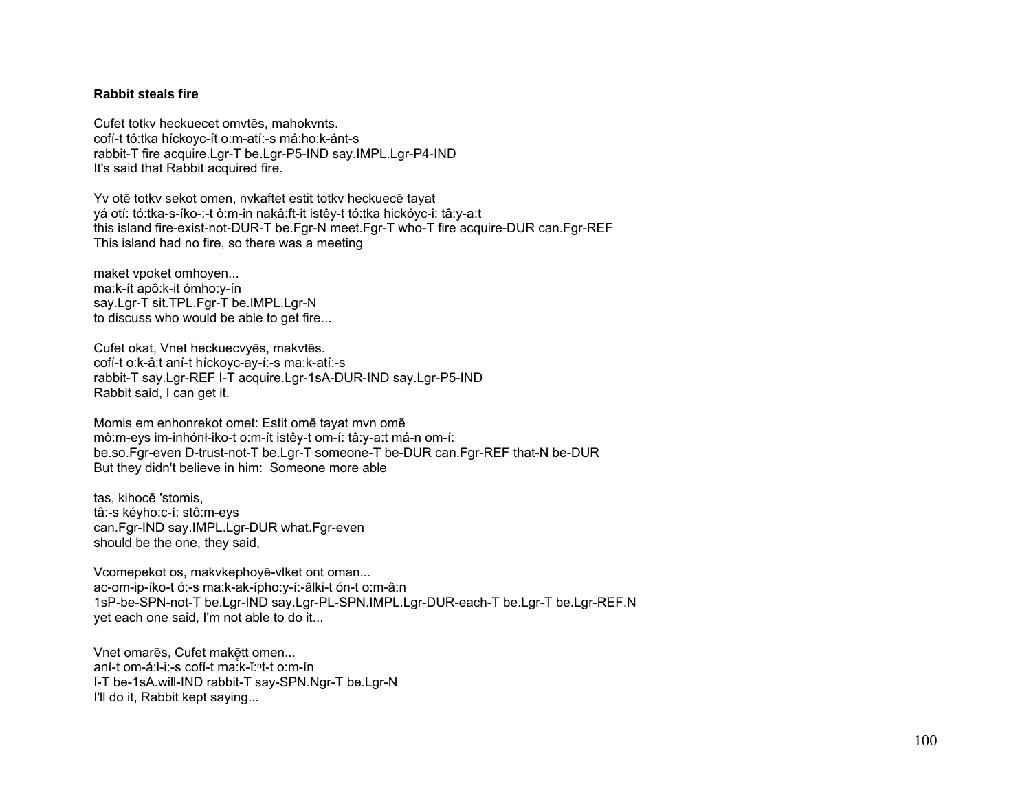**Rabbit steals fire**

Cufet totkv heckuecet omvtēs, mahokvnts.
cofí-t tó:tka híckoyc-ít o:m-atí:-s má:ho:k-ánt-s
rabbit-T fire acquire.Lgr-T be.Lgr-P5-IND say.IMPL.Lgr-P4-IND
It's said that Rabbit acquired fire.

Yv otē totkv sekot omen, nvkaftet estit totkv heckuecē tayat
yá otí: tó:tka-s-íko-:-t ô:m-in nakâ:ft-it istêy-t tó:tka hickóyc-i: tâ:y-a:t
this island fire-exist-not-DUR-T be.Fgr-N meet.Fgr-T who-T fire acquire-DUR can.Fgr-REF
This island had no fire, so there was a meeting

maket vpoket omhoyen...
ma:k-ít apô:k-it ómho:y-ín
say.Lgr-T sit.TPL.Fgr-T be.IMPL.Lgr-N
to discuss who would be able to get fire...

Cufet okat, Vnet heckuecvyēs, makvtēs.
cofí-t o:k-â:t aní-t híckoyc-ay-í:-s ma:k-atí:-s
rabbit-T say.Lgr-REF I-T acquire.Lgr-1sA-DUR-IND say.Lgr-P5-IND
Rabbit said, I can get it.

Momis em enhonrekot omet: Estit omē tayat mvn omē
mô:m-eys im-inhónɬ-iko-t o:m-ít istêy-t om-í: tâ:y-a:t má-n om-í:
be.so.Fgr-even D-trust-not-T be.Lgr-T someone-T be-DUR can.Fgr-REF that-N be-DUR
But they didn't believe in him: Someone more able

tas, kihocē 'stomis,
tâ:-s kéyho:c-í: stô:m-eys
can.Fgr-IND say.IMPL.Lgr-DUR what.Fgr-even
should be the one, they said,

Vcomepekot os, makvkephoyē-vlket ont oman...
ac-om-ip-íko-t ó:-s ma:k-ak-ípho:y-í:-âlki-t ón-t o:m-â:n
1sP-be-SPN-not-T be.Lgr-IND say.Lgr-PL-SPN.IMPL.Lgr-DUR-each-T be.Lgr-T be.Lgr-REF.N
yet each one said, I'm not able to do it...

Vnet omarēs, Cufet makēٜtt omen...
aní-t om-á:ɬ-i:-s cofí-t ma:̜k-ĭ:ⁿt-t o:m-ín
I-T be-1sA.will-IND rabbit-T say-SPN.Ngr-T be.Lgr-N
I'll do it, Rabbit kept saying...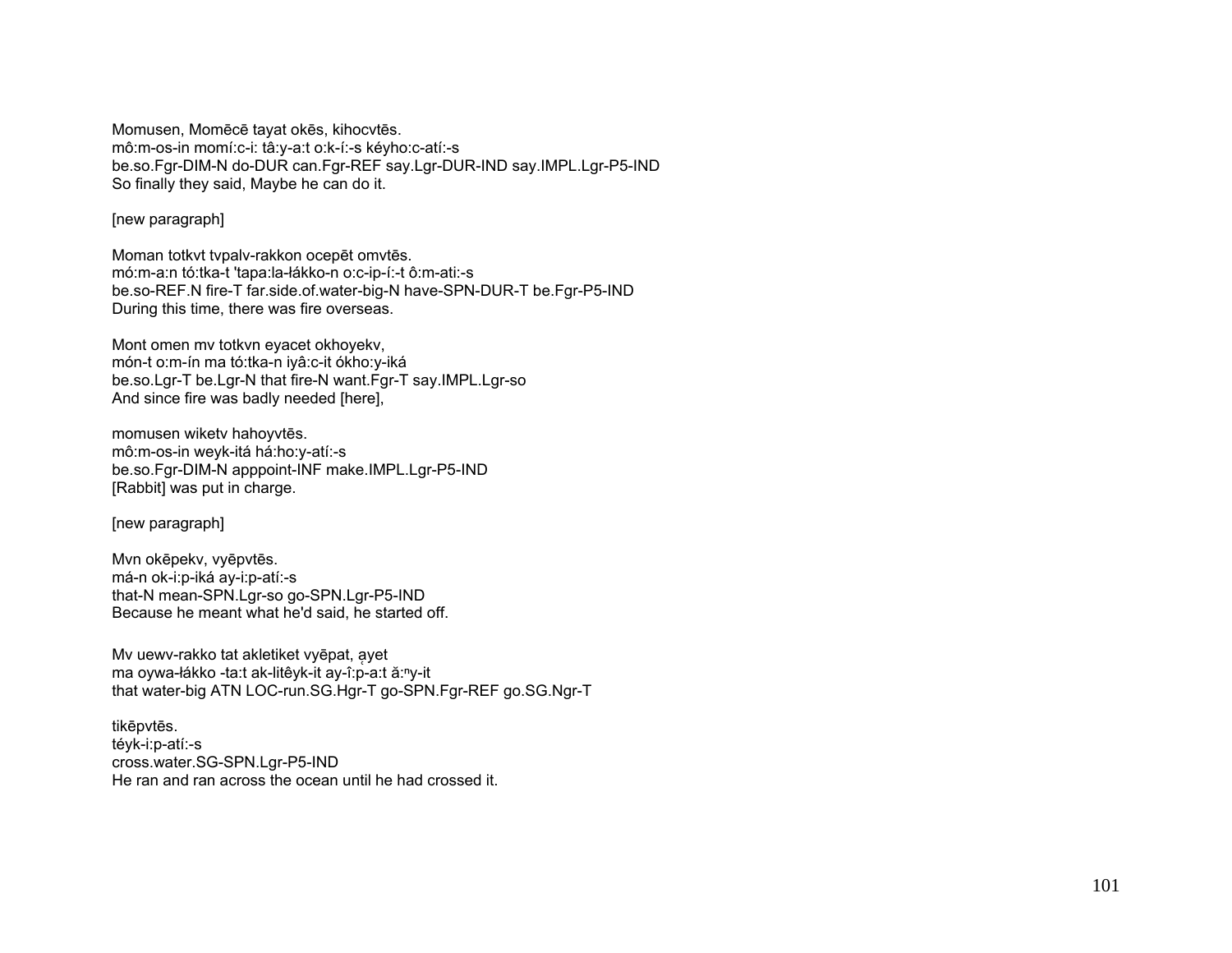Momusen, Momēcē tayat okēs, kihocvtēs.
mô:m-os-in momí:c-i: tâ:y-a:t o:k-í:-s kéyho:c-atí:-s
be.so.Fgr-DIM-N do-DUR can.Fgr-REF say.Lgr-DUR-IND say.IMPL.Lgr-P5-IND
So finally they said, Maybe he can do it.

[new paragraph]

Moman totkvt tvpalv-rakkon ocepēt omvtēs.
mó:m-a:n tó:tka-t 'tapa:la-łákko-n o:c-ip-í:-t ô:m-ati:-s
be.so-REF.N fire-T far.side.of.water-big-N have-SPN-DUR-T be.Fgr-P5-IND
During this time, there was fire overseas.

Mont omen mv totkvn eyacet okhoyekv,
món-t o:m-ín ma tó:tka-n iyâ:c-it ókho:y-iká
be.so.Lgr-T be.Lgr-N that fire-N want.Fgr-T say.IMPL.Lgr-so
And since fire was badly needed [here],

momusen wiketv hahoyvtēs.
mô:m-os-in weyk-itá há:ho:y-atí:-s
be.so.Fgr-DIM-N apppoint-INF make.IMPL.Lgr-P5-IND
[Rabbit] was put in charge.

[new paragraph]

Mvn okēpekv, vyēpvtēs.
má-n ok-i:p-iká ay-i:p-atí:-s
that-N mean-SPN.Lgr-so go-SPN.Lgr-P5-IND
Because he meant what he'd said, he started off.

Mv uewv-rakko tat akletiket vyēpat, ąyet
ma oywa-łákko -ta:t ak-litêyk-it ay-î:p-a:t ă:ⁿy-it
that water-big ATN LOC-run.SG.Hgr-T go-SPN.Fgr-REF go.SG.Ngr-T

tikēpvtēs.
téyk-i:p-atí:-s
cross.water.SG-SPN.Lgr-P5-IND
He ran and ran across the ocean until he had crossed it.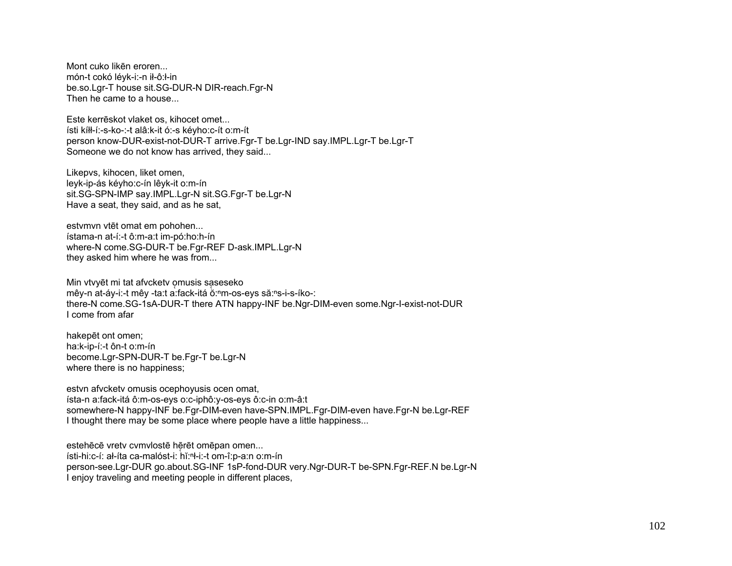Mont cuko likēn eroren...
món-t cokó léyk-i:-n ił-ô:ł-in
be.so.Lgr-T house sit.SG-DUR-N DIR-reach.Fgr-N
Then he came to a house...

Este kerrēskot vlaket os, kihocet omet...
ísti kíłł-í:-s-ko-:-t alâ:k-it ó:-s kéyho:c-ít o:m-ít
person know-DUR-exist-not-DUR-T arrive.Fgr-T be.Lgr-IND say.IMPL.Lgr-T be.Lgr-T
Someone we do not know has arrived, they said...

Likepvs, kihocen, liket omen,
leyk-ip-ás kéyho:c-ín lêyk-it o:m-ín
sit.SG-SPN-IMP say.IMPL.Lgr-N sit.SG.Fgr-T be.Lgr-N
Have a seat, they said, and as he sat,

estvmvn vtēt omat em pohohen...
ístama-n at-í:-t ô:m-a:t im-pó:ho:h-ín
where-N come.SG-DUR-T be.Fgr-REF D-ask.IMPL.Lgr-N
they asked him where he was from...

Min vtvyēt mi tat afvcketv ọmusis sạseseko
mêy-n at-áy-i:-t mêy -ta:t a:fack-itá ŏ̰:ⁿm-os-eys să:ⁿs-i-s-íko-:
there-N come.SG-1sA-DUR-T there ATN happy-INF be.Ngr-DIM-even some.Ngr-I-exist-not-DUR
I come from afar

hakepēt ont omen;
ha:k-ip-í:-t ôn-t o:m-ín
become.Lgr-SPN-DUR-T be.Fgr-T be.Lgr-N
where there is no happiness;

estvn afvcketv omusis ocephoyusis ocen omat,
ísta-n a:fack-itá ô:m-os-eys o:c-iphô:y-os-eys ô:c-in o:m-â:t
somewhere-N happy-INF be.Fgr-DIM-even have-SPN.IMPL.Fgr-DIM-even have.Fgr-N be.Lgr-REF
I thought there may be some place where people have a little happiness...

estehēcē vretv cvmvlostē hẹrēt omēpan omen...
ísti-hi:c-í: ał-íta ca-malóst-i: hḭ̆:ⁿł-i:-t om-î:p-a:n o:m-ín
person-see.Lgr-DUR go.about.SG-INF 1sP-fond-DUR very.Ngr-DUR-T be-SPN.Fgr-REF.N be.Lgr-N
I enjoy traveling and meeting people in different places,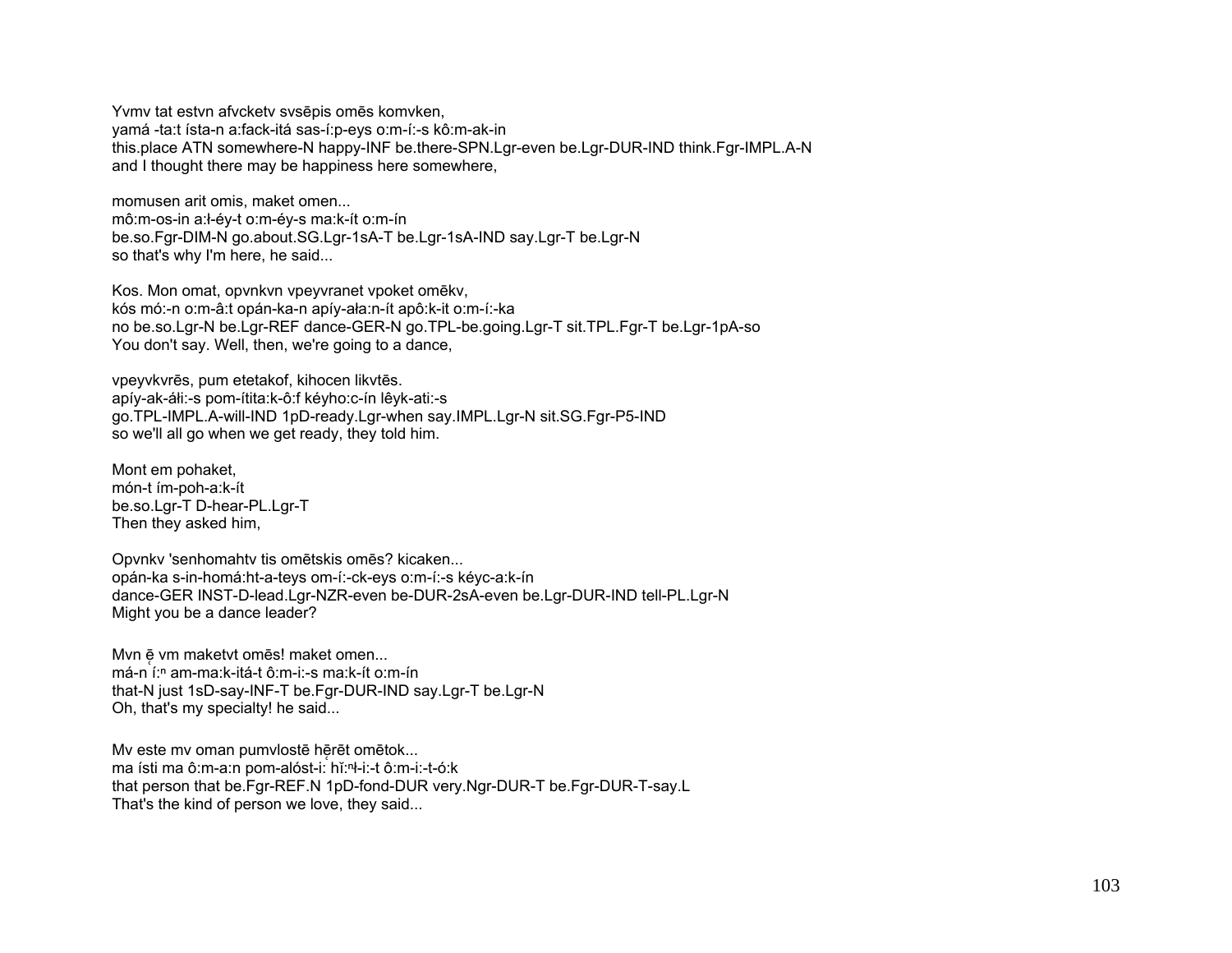Yvmv tat estvn afvcketv svsēpis omēs komvken,
yamá -ta:t ísta-n a:fack-itá sas-í:p-eys o:m-í:-s kô:m-ak-in
this.place ATN somewhere-N happy-INF be.there-SPN.Lgr-even be.Lgr-DUR-IND think.Fgr-IMPL.A-N
and I thought there may be happiness here somewhere,

momusen arit omis, maket omen...
mô:m-os-in a:ł-éy-t o:m-éy-s ma:k-ít o:m-ín
be.so.Fgr-DIM-N go.about.SG.Lgr-1sA-T be.Lgr-1sA-IND say.Lgr-T be.Lgr-N
so that's why I'm here, he said...

Kos. Mon omat, opvnkvn vpeyvranet vpoket omēkv,
kós mó:-n o:m-â:t opán-ka-n apíy-ała:n-ít apô:k-it o:m-í:-ka
no be.so.Lgr-N be.Lgr-REF dance-GER-N go.TPL-be.going.Lgr-T sit.TPL.Fgr-T be.Lgr-1pA-so
You don't say. Well, then, we're going to a dance,

vpeyvkvrēs, pum etetakof, kihocen likvtēs.
apíy-ak-áłi:-s pom-ítita:k-ô:f kéyho:c-ín lêyk-ati:-s
go.TPL-IMPL.A-will-IND 1pD-ready.Lgr-when say.IMPL.Lgr-N sit.SG.Fgr-P5-IND
so we'll all go when we get ready, they told him.

Mont em pohaket,
món-t ím-poh-a:k-ít
be.so.Lgr-T D-hear-PL.Lgr-T
Then they asked him,

Opvnkv 'senhomahtv tis omētskis omēs? kicaken...
opán-ka s-in-homá:ht-a-teys om-í:-ck-eys o:m-í:-s kéyc-a:k-ín
dance-GER INST-D-lead.Lgr-NZR-even be-DUR-2sA-even be.Lgr-DUR-IND tell-PL.Lgr-N
Might you be a dance leader?

Mvn ē̜ vm maketvt omēs! maket omen...
má-n í̜:ⁿ am-ma:k-itá-t ô:m-i:-s ma:k-ít o:m-ín
that-N just 1sD-say-INF-T be.Fgr-DUR-IND say.Lgr-T be.Lgr-N
Oh, that's my specialty! he said...

Mv este mv oman pumvlostē hē̜rēt omētok...
ma ísti ma ô:m-a:n pom-alóst-i:̜ hĭ:ⁿł-i:-t ô:m-i:-t-ó:k
that person that be.Fgr-REF.N 1pD-fond-DUR very.Ngr-DUR-T be.Fgr-DUR-T-say.L
That's the kind of person we love, they said...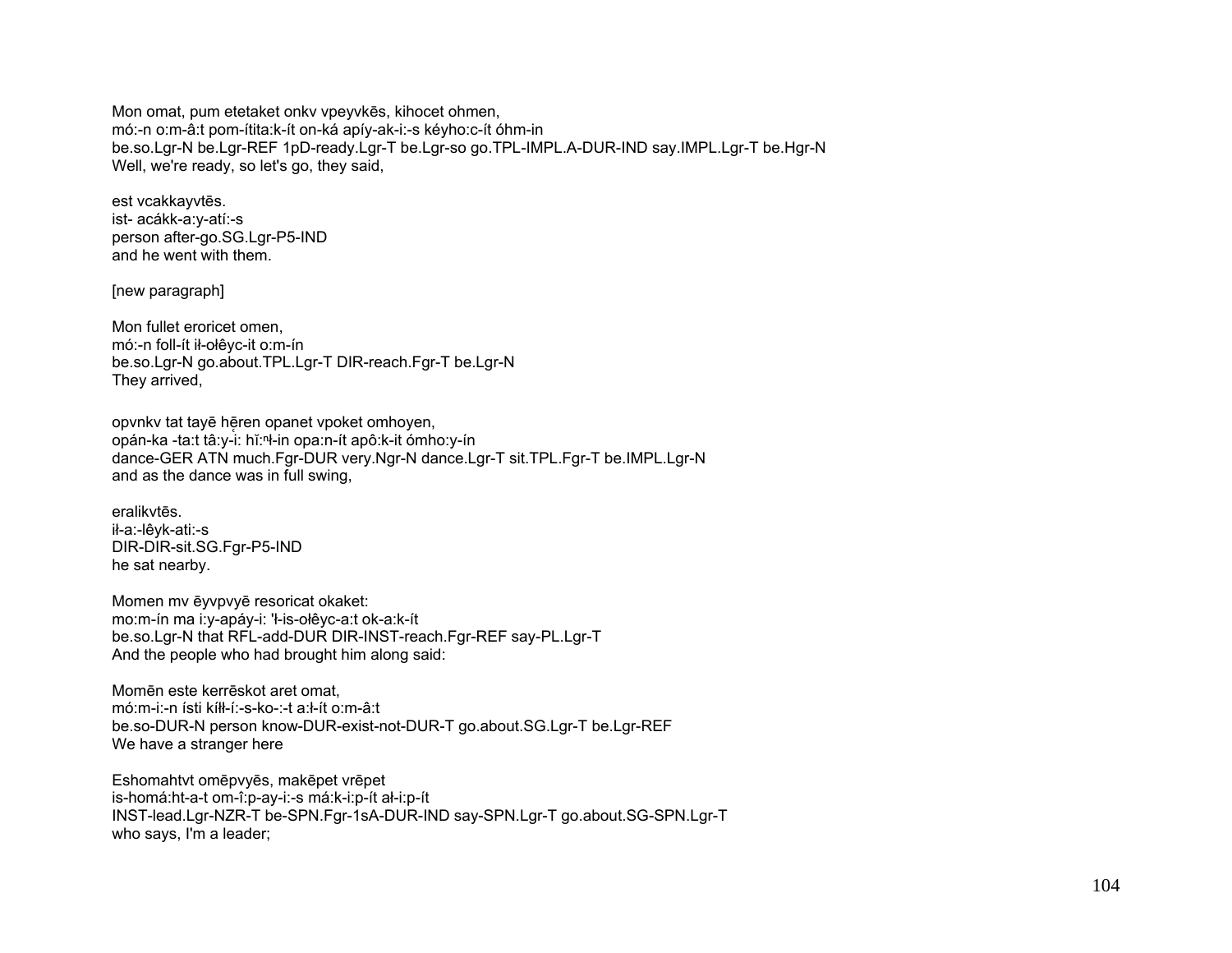Mon omat, pum etetaket onkv vpeyvkēs, kihocet ohmen,
mó:-n o:m-â:t pom-ítita:k-ít on-ká apíy-ak-i:-s kéyho:c-ít óhm-in
be.so.Lgr-N be.Lgr-REF 1pD-ready.Lgr-T be.Lgr-so go.TPL-IMPL.A-DUR-IND say.IMPL.Lgr-T be.Hgr-N
Well, we're ready, so let's go, they said,

est vcakkayvtēs.
ist- acákk-a:y-atí:-s
person after-go.SG.Lgr-P5-IND
and he went with them.

[new paragraph]

Mon fullet eroricet omen,
mó:-n foll-ít ił-ołêyc-it o:m-ín
be.so.Lgr-N go.about.TPL.Lgr-T DIR-reach.Fgr-T be.Lgr-N
They arrived,

opvnkv tat tayē hēren opanet vpoket omhoyen,
opán-ka -ta:t tâ:y-i: hĭ:ⁿł-in opa:n-ít apô:k-it ómho:y-ín
dance-GER ATN much.Fgr-DUR very.Ngr-N dance.Lgr-T sit.TPL.Fgr-T be.IMPL.Lgr-N
and as the dance was in full swing,

eralikvtēs.
ił-a:-lêyk-ati:-s
DIR-DIR-sit.SG.Fgr-P5-IND
he sat nearby.

Momen mv ēyvpvyē resoricat okaket:
mo:m-ín ma i:y-apáy-i: 'ł-is-ołêyc-a:t ok-a:k-ít
be.so.Lgr-N that RFL-add-DUR DIR-INST-reach.Fgr-REF say-PL.Lgr-T
And the people who had brought him along said:

Momēn este kerrēskot aret omat,
mó:m-i:-n ísti kíłł-í:-s-ko-:-t a:ł-ít o:m-â:t
be.so-DUR-N person know-DUR-exist-not-DUR-T go.about.SG.Lgr-T be.Lgr-REF
We have a stranger here

Eshomahtvt omēpvyēs, makēpet vrēpet
is-homá:ht-a-t om-î:p-ay-i:-s má:k-i:p-ít ał-i:p-ít
INST-lead.Lgr-NZR-T be-SPN.Fgr-1sA-DUR-IND say-SPN.Lgr-T go.about.SG-SPN.Lgr-T
who says, I'm a leader;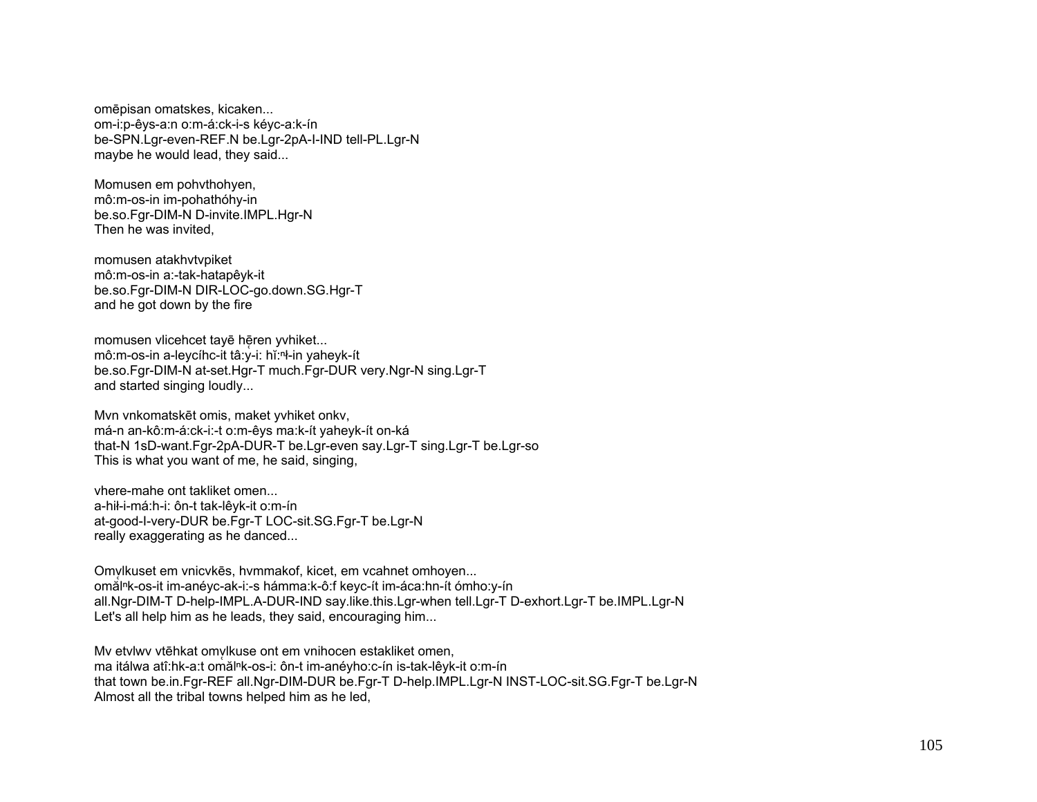omēpisan omatskes, kicaken...
om-i:p-êys-a:n o:m-á:ck-i-s kéyc-a:k-ín
be-SPN.Lgr-even-REF.N be.Lgr-2pA-I-IND tell-PL.Lgr-N
maybe he would lead, they said...

Momusen em pohvthohyen,
mô:m-os-in im-pohathóhy-in
be.so.Fgr-DIM-N D-invite.IMPL.Hgr-N
Then he was invited,

momusen atakhvtvpiket
mô:m-os-in a:-tak-hatapêyk-it
be.so.Fgr-DIM-N DIR-LOC-go.down.SG.Hgr-T
and he got down by the fire

momusen vlicehcet tayē hḛren yvhiket...
mô:m-os-in a-leycíhc-it tâ:y-i: hĭ:ⁿɬ-in yaheyk-ít
be.so.Fgr-DIM-N at-set.Hgr-T much.Fgr-DUR very.Ngr-N sing.Lgr-T
and started singing loudly...

Mvn vnkomatskēt omis, maket yvhiket onkv,
má-n an-kô:m-á:ck-i:-t o:m-êys ma:k-ít yaheyk-ít on-ká
that-N 1sD-want.Fgr-2pA-DUR-T be.Lgr-even say.Lgr-T sing.Lgr-T be.Lgr-so
This is what you want of me, he said, singing,

vhere-mahe ont takliket omen...
a-hiɬ-i-má:h-i: ôn-t tak-lêyk-it o:m-ín
at-good-I-very-DUR be.Fgr-T LOC-sit.SG.Fgr-T be.Lgr-N
really exaggerating as he danced...

Omṿlkuset em vnicvkēs, hvmmakof, kicet, em vcahnet omhoyen...
omă̰lⁿk-os-it im-anéyc-ak-i:-s hámma:k-ô:f keyc-ít im-áca:hn-ít ómho:y-ín
all.Ngr-DIM-T D-help-IMPL.A-DUR-IND say.like.this.Lgr-when tell.Lgr-T D-exhort.Lgr-T be.IMPL.Lgr-N
Let's all help him as he leads, they said, encouraging him...

Mv etvlwv vtēhkat omṿlkuse ont em vnihocen estakliket omen,
ma itálwa atî:hk-a:t omă̰lⁿk-os-i: ôn-t im-anéyho:c-ín is-tak-lêyk-it o:m-ín
that town be.in.Fgr-REF all.Ngr-DIM-DUR be.Fgr-T D-help.IMPL.Lgr-N INST-LOC-sit.SG.Fgr-T be.Lgr-N
Almost all the tribal towns helped him as he led,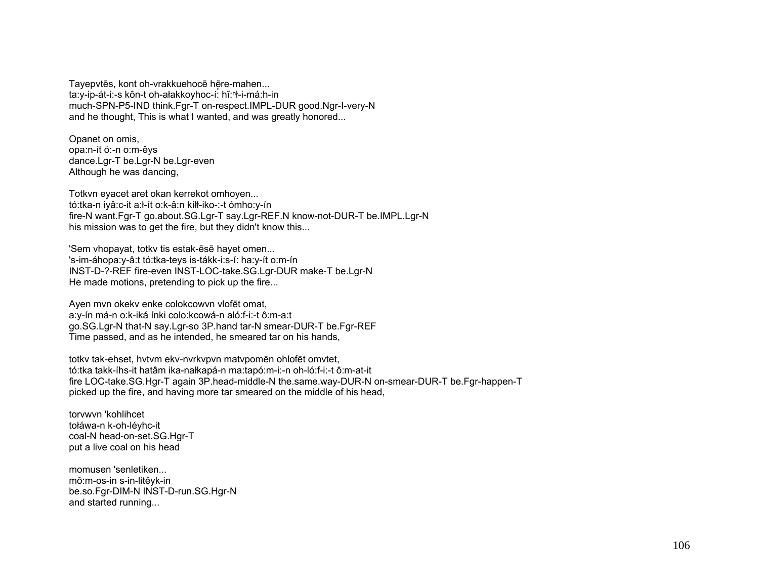Tayepvtēs, kont oh-vrakkuehocē hēre-mahen...
ta:y-ip-át-i:-s kôn-t oh-ałakkoyhoc-í: hĭ:ⁿɬ-i-má:h-in
much-SPN-P5-IND think.Fgr-T on-respect.IMPL-DUR good.Ngr-I-very-N
and he thought, This is what I wanted, and was greatly honored...

Opanet on omis,
opa:n-ít ó:-n o:m-êys
dance.Lgr-T be.Lgr-N be.Lgr-even
Although he was dancing,

Totkvn eyacet aret okan kerrekot omhoyen...
tó:tka-n iyâ:c-it a:ɬ-ít o:k-â:n kíɬɬ-iko-:-t ómho:y-ín
fire-N want.Fgr-T go.about.SG.Lgr-T say.Lgr-REF.N know-not-DUR-T be.IMPL.Lgr-N
his mission was to get the fire, but they didn't know this...

'Sem vhopayat, totkv tis estak-ēsē hayet omen...
's-im-áhopa:y-â:t tó:tka-teys is-tákk-i:s-í: ha:y-ít o:m-ín
INST-D-?-REF fire-even INST-LOC-take.SG.Lgr-DUR make-T be.Lgr-N
He made motions, pretending to pick up the fire...

Ayen mvn okekv enke colokcowvn vlofēt omat,
a:y-ín má-n o:k-iká ínki colo:kcowá-n aló:f-i:-t ô:m-a:t
go.SG.Lgr-N that-N say.Lgr-so 3P.hand tar-N smear-DUR-T be.Fgr-REF
Time passed, and as he intended, he smeared tar on his hands,

totkv tak-ehset, hvtvm ekv-nvrkvpvn matvpomēn ohlofēt omvtet,
tó:tka takk-íhs-it hatâm ika-nałkapá-n ma:tapó:m-i:-n oh-ló:f-i:-t ô:m-at-it
fire LOC-take.SG.Hgr-T again 3P.head-middle-N the.same.way-DUR-N on-smear-DUR-T be.Fgr-happen-T
picked up the fire, and having more tar smeared on the middle of his head,

torvwvn 'kohlihcet
tołáwa-n k-oh-léyhc-it
coal-N head-on-set.SG.Hgr-T
put a live coal on his head

momusen 'senletiken...
mô:m-os-in s-in-litêyk-in
be.so.Fgr-DIM-N INST-D-run.SG.Hgr-N
and started running...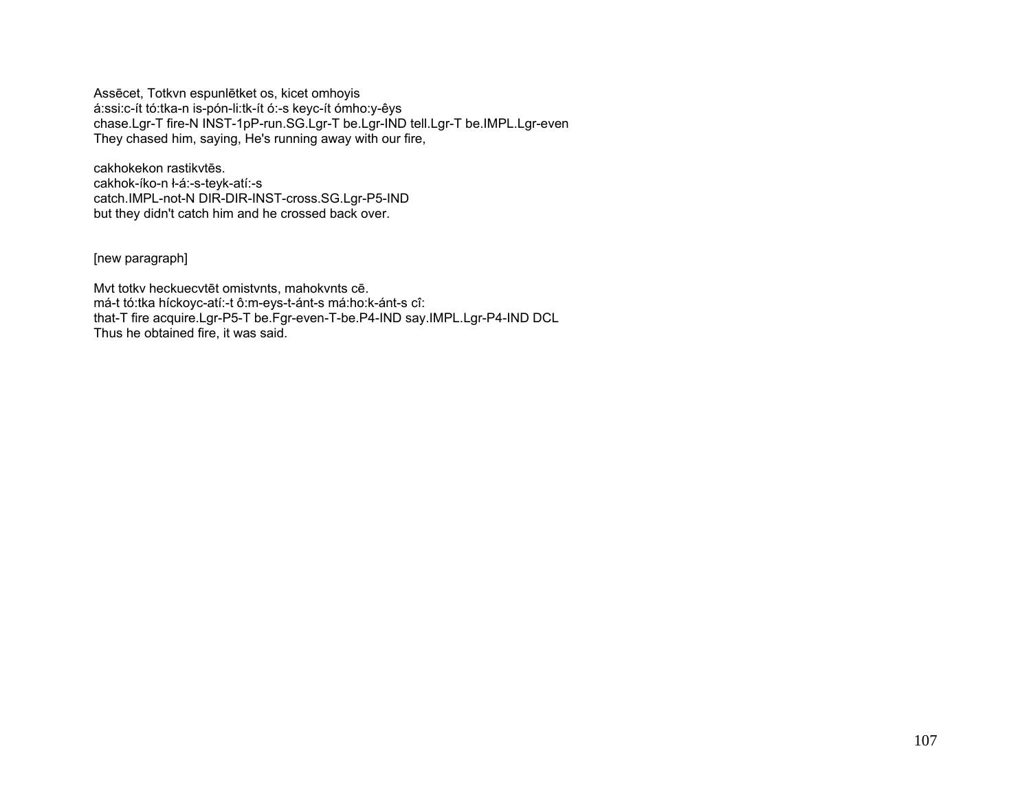Assēcet, Totkvn espunlētket os, kicet omhoyis
á:ssi:c-ít tó:tka-n is-pón-li:tk-ít ó:-s keyc-ít ómho:y-êys
chase.Lgr-T fire-N INST-1pP-run.SG.Lgr-T be.Lgr-IND tell.Lgr-T be.IMPL.Lgr-even
They chased him, saying, He's running away with our fire,

cakhokekon rastikvtēs.
cakhok-íko-n ł-á:-s-teyk-atí:-s
catch.IMPL-not-N DIR-DIR-INST-cross.SG.Lgr-P5-IND
but they didn't catch him and he crossed back over.

[new paragraph]

Mvt totkv heckuecvtēt omistvnts, mahokvnts cē.
má-t tó:tka híckoyc-atí:-t ô:m-eys-t-ánt-s má:ho:k-ánt-s cî:
that-T fire acquire.Lgr-P5-T be.Fgr-even-T-be.P4-IND say.IMPL.Lgr-P4-IND DCL
Thus he obtained fire, it was said.